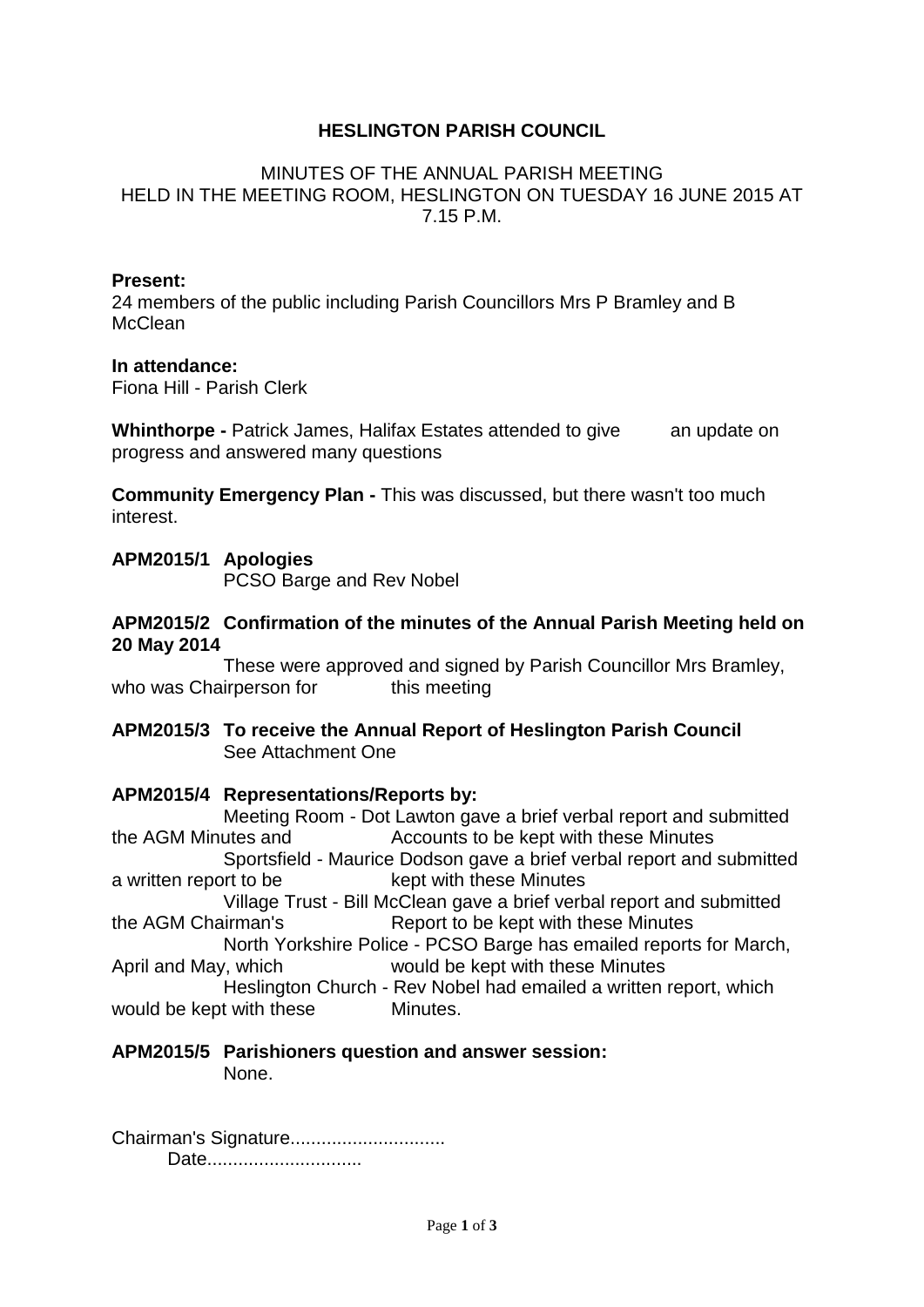**HESLINGTON PARISH COUNCIL**

MINUTES OF THE ANNUAL PARISH MEETING
HELD IN THE MEETING ROOM, HESLINGTON ON TUESDAY 16 JUNE 2015 AT 7.15 P.M.

**Present:**
24 members of the public including Parish Councillors Mrs P Bramley and B McClean

**In attendance:**
Fiona Hill - Parish Clerk

**Whinthorpe -** Patrick James, Halifax Estates attended to give an update on progress and answered many questions

**Community Emergency Plan -** This was discussed, but there wasn't too much interest.

**APM2015/1 Apologies**
PCSO Barge and Rev Nobel

**APM2015/2 Confirmation of the minutes of the Annual Parish Meeting held on 20 May 2014**
These were approved and signed by Parish Councillor Mrs Bramley, who was Chairperson for this meeting

**APM2015/3 To receive the Annual Report of Heslington Parish Council**
See Attachment One

**APM2015/4 Representations/Reports by:**
Meeting Room - Dot Lawton gave a brief verbal report and submitted the AGM Minutes and Accounts to be kept with these Minutes
Sportsfield - Maurice Dodson gave a brief verbal report and submitted a written report to be kept with these Minutes
Village Trust - Bill McClean gave a brief verbal report and submitted the AGM Chairman's Report to be kept with these Minutes
North Yorkshire Police - PCSO Barge has emailed reports for March, April and May, which would be kept with these Minutes
Heslington Church - Rev Nobel had emailed a written report, which would be kept with these Minutes.

**APM2015/5 Parishioners question and answer session:**
None.

Chairman's Signature.............................
Date.............................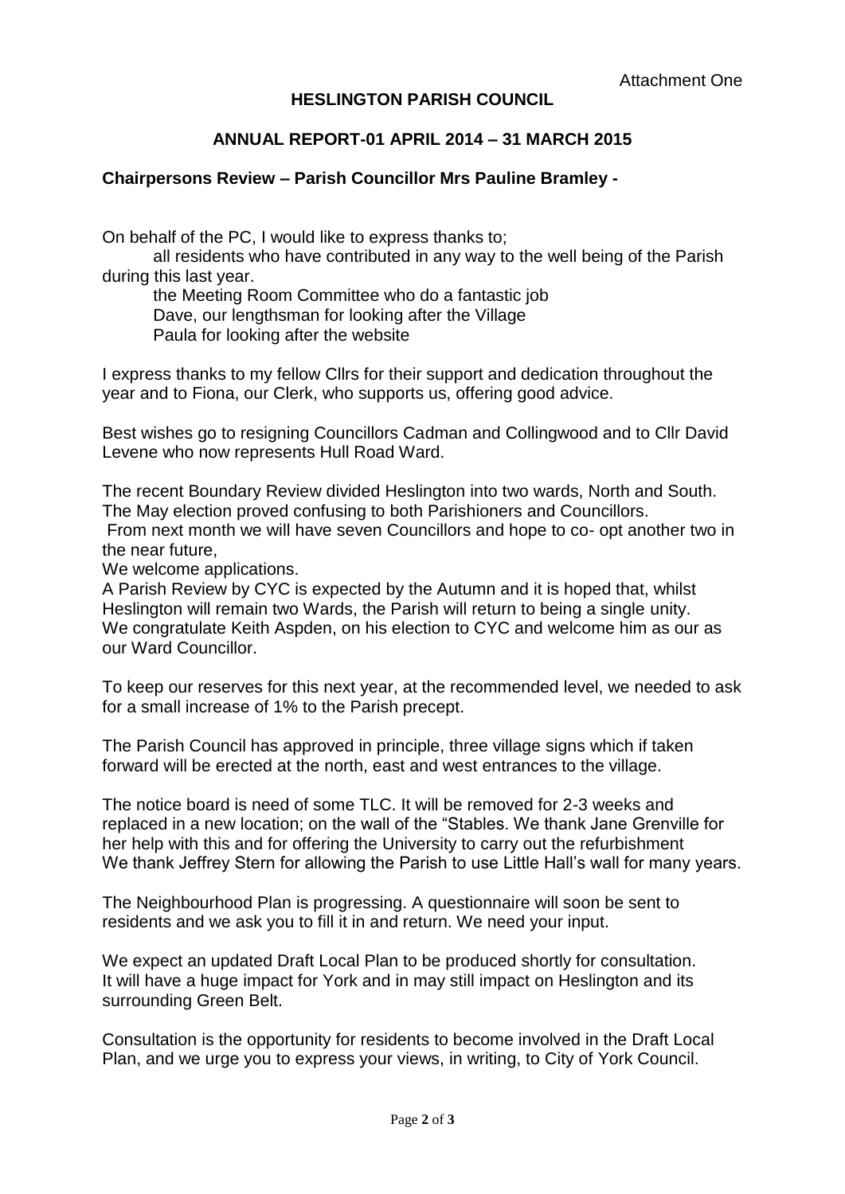Attachment One

# HESLINGTON PARISH COUNCIL

## ANNUAL REPORT-01 APRIL 2014 – 31 MARCH 2015

### Chairpersons Review – Parish Councillor Mrs Pauline Bramley -

On behalf of the PC, I would like to express thanks to;

all residents who have contributed in any way to the well being of the Parish during this last year.

the Meeting Room Committee who do a fantastic job

Dave, our lengthsman for looking after the Village

Paula for looking after the website

I express thanks to my fellow Cllrs for their support and dedication throughout the year and to Fiona, our Clerk, who supports us, offering good advice.

Best wishes go to resigning Councillors Cadman and Collingwood and to Cllr David Levene who now represents Hull Road Ward.

The recent Boundary Review divided Heslington into two wards, North and South. The May election proved confusing to both Parishioners and Councillors.

From next month we will have seven Councillors and hope to co- opt another two in the near future,

We welcome applications.

A Parish Review by CYC is expected by the Autumn and it is hoped that, whilst Heslington will remain two Wards, the Parish will return to being a single unity.

We congratulate Keith Aspden, on his election to CYC and welcome him as our as our Ward Councillor.

To keep our reserves for this next year, at the recommended level, we needed to ask for a small increase of 1% to the Parish precept.

The Parish Council has approved in principle, three village signs which if taken forward will be erected at the north, east and west entrances to the village.

The notice board is need of some TLC. It will be removed for 2-3 weeks and replaced in a new location; on the wall of the "Stables. We thank Jane Grenville for her help with this and for offering the University to carry out the refurbishment

We thank Jeffrey Stern for allowing the Parish to use Little Hall's wall for many years.

The Neighbourhood Plan is progressing. A questionnaire will soon be sent to residents and we ask you to fill it in and return. We need your input.

We expect an updated Draft Local Plan to be produced shortly for consultation. It will have a huge impact for York and in may still impact on Heslington and its surrounding Green Belt.

Consultation is the opportunity for residents to become involved in the Draft Local Plan, and we urge you to express your views, in writing, to City of York Council.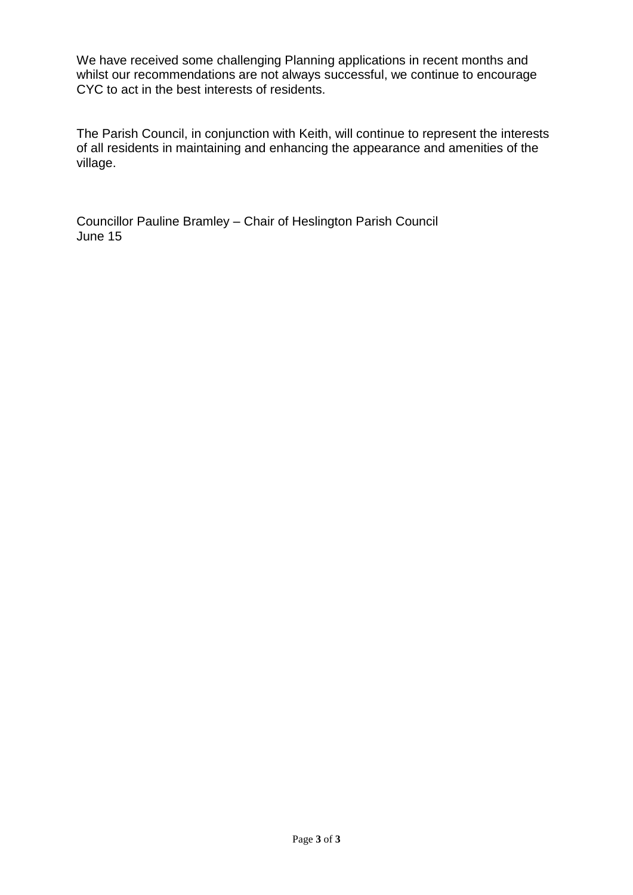We have received some challenging Planning applications in recent months and whilst our recommendations are not always successful, we continue to encourage CYC to act in the best interests of residents.

The Parish Council, in conjunction with Keith, will continue to represent the interests of all residents in maintaining and enhancing the appearance and amenities of the village.

Councillor Pauline Bramley – Chair of Heslington Parish Council
June 15